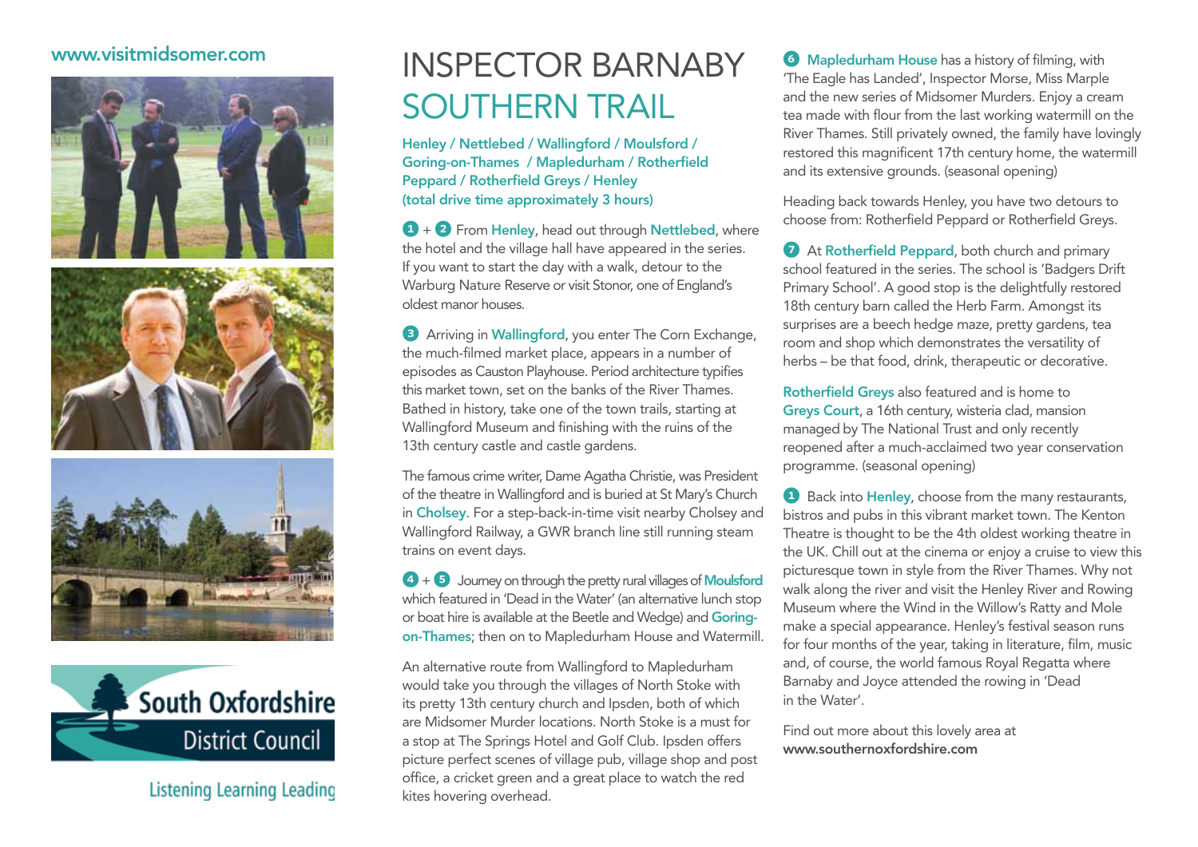www.visitmidsomer.com

South Oxfordshire District Council

Listening Learning Leading

# INSPECTOR BARNABY SOUTHERN TRAIL

**Henley / Nettlebed / Wallingford / Moulsford / Goring-on-Thames / Mapledurham / Rotherfield Peppard / Rotherfield Greys / Henley (total drive time approximately 3 hours)**

**1** + **2** From **Henley**, head out through **Nettlebed**, where the hotel and the village hall have appeared in the series. If you want to start the day with a walk, detour to the Warburg Nature Reserve or visit Stonor, one of England's oldest manor houses.

**3** Arriving in **Wallingford**, you enter The Corn Exchange, the much-filmed market place, appears in a number of episodes as Causton Playhouse. Period architecture typifies this market town, set on the banks of the River Thames. Bathed in history, take one of the town trails, starting at Wallingford Museum and finishing with the ruins of the 13th century castle and castle gardens.

The famous crime writer, Dame Agatha Christie, was President of the theatre in Wallingford and is buried at St Mary's Church in **Cholsey**. For a step-back-in-time visit nearby Cholsey and Wallingford Railway, a GWR branch line still running steam trains on event days.

**4** + **5** Journey on through the pretty rural villages of **Moulsford** which featured in 'Dead in the Water' (an alternative lunch stop or boat hire is available at the Beetle and Wedge) and **Goring-on-Thames**; then on to Mapledurham House and Watermill.

An alternative route from Wallingford to Mapledurham would take you through the villages of North Stoke with its pretty 13th century church and Ipsden, both of which are Midsomer Murder locations. North Stoke is a must for a stop at The Springs Hotel and Golf Club. Ipsden offers picture perfect scenes of village pub, village shop and post office, a cricket green and a great place to watch the red kites hovering overhead.

**6** **Mapledurham House** has a history of filming, with 'The Eagle has Landed', Inspector Morse, Miss Marple and the new series of Midsomer Murders. Enjoy a cream tea made with flour from the last working watermill on the River Thames. Still privately owned, the family have lovingly restored this magnificent 17th century home, the watermill and its extensive grounds. (seasonal opening)

Heading back towards Henley, you have two detours to choose from: Rotherfield Peppard or Rotherfield Greys.

**7** At **Rotherfield Peppard**, both church and primary school featured in the series. The school is 'Badgers Drift Primary School'. A good stop is the delightfully restored 18th century barn called the Herb Farm. Amongst its surprises are a beech hedge maze, pretty gardens, tea room and shop which demonstrates the versatility of herbs – be that food, drink, therapeutic or decorative.

**Rotherfield Greys** also featured and is home to **Greys Court**, a 16th century, wisteria clad, mansion managed by The National Trust and only recently reopened after a much-acclaimed two year conservation programme. (seasonal opening)

**1** Back into **Henley**, choose from the many restaurants, bistros and pubs in this vibrant market town. The Kenton Theatre is thought to be the 4th oldest working theatre in the UK. Chill out at the cinema or enjoy a cruise to view this picturesque town in style from the River Thames. Why not walk along the river and visit the Henley River and Rowing Museum where the Wind in the Willow's Ratty and Mole make a special appearance. Henley's festival season runs for four months of the year, taking in literature, film, music and, of course, the world famous Royal Regatta where Barnaby and Joyce attended the rowing in 'Dead in the Water'.

Find out more about this lovely area at
**www.southernoxfordshire.com**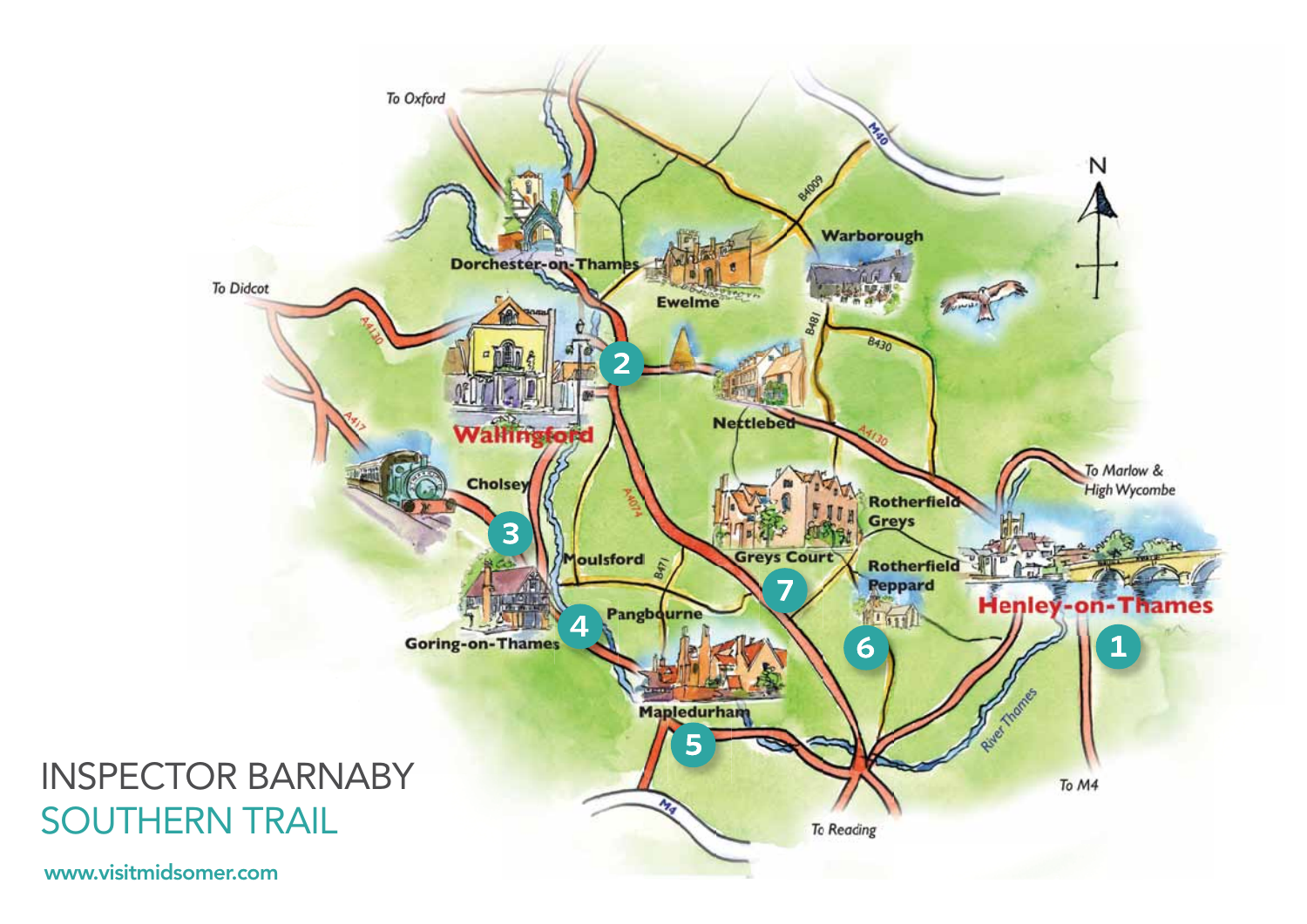# INSPECTOR BARNABY

## SOUTHERN TRAIL

To Oxford

To Didcot

Dorchester-on-Thames

Ewelme

Warborough

B4009

M40

B481

B430

A4130

Wallingford

2

Nettlebed

A4130

A417

Cholsey

3

A4074

Rotherfield Greys

Greys Court

Moulsford

B471

7

Rotherfield Peppard

Pangbourne

4

Goring-on-Thames

6

Henley-on-Thames

1

To Marlow & High Wycombe

N

River Thames

Mapledurham

5

M4

To Reading

To M4

www.visitmidsomer.com